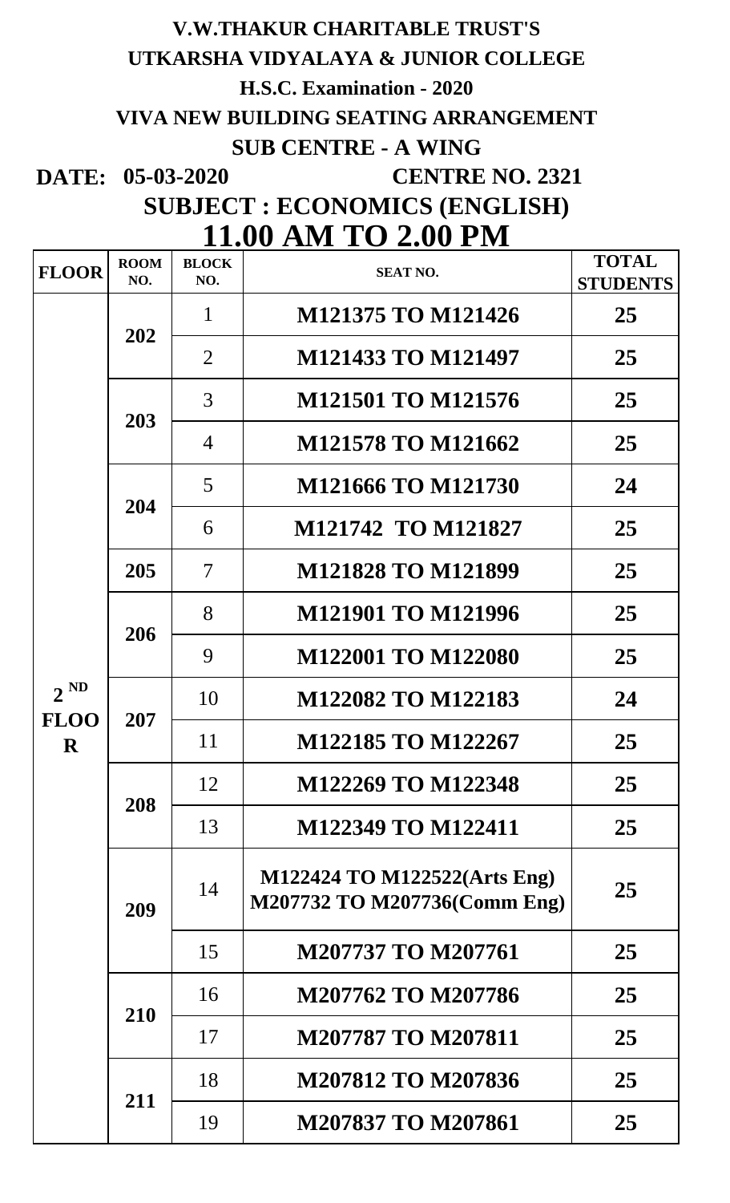**V.W.THAKUR CHARITABLE TRUST'S**

**UTKARSHA VIDYALAYA & JUNIOR COLLEGE**

**H.S.C. Examination - 2020**

**VIVA NEW BUILDING SEATING ARRANGEMENT**

**SUB CENTRE - A WING**

**DATE: 05-03-2020** **CENTRE NO. 2321**

## SUBJECT : ECONOMICS (ENGLISH)

## 11.00 AM TO 2.00 PM

| FLOOR | ROOM NO. | BLOCK NO. | SEAT NO. | TOTAL STUDENTS |
|---|---|---|---|---|
| 2 ND FLOOR | 202 | 1 | M121375 TO M121426 | 25 |
| | | 2 | M121433 TO M121497 | 25 |
| | 203 | 3 | M121501 TO M121576 | 25 |
| | | 4 | M121578 TO M121662 | 25 |
| | 204 | 5 | M121666 TO M121730 | 24 |
| | | 6 | M121742 TO M121827 | 25 |
| | 205 | 7 | M121828 TO M121899 | 25 |
| | 206 | 8 | M121901 TO M121996 | 25 |
| | | 9 | M122001 TO M122080 | 25 |
| | 207 | 10 | M122082 TO M122183 | 24 |
| | | 11 | M122185 TO M122267 | 25 |
| | 208 | 12 | M122269 TO M122348 | 25 |
| | | 13 | M122349 TO M122411 | 25 |
| | 209 | 14 | M122424 TO M122522(Arts Eng) M207732 TO M207736(Comm Eng) | 25 |
| | | 15 | M207737 TO M207761 | 25 |
| | 210 | 16 | M207762 TO M207786 | 25 |
| | | 17 | M207787 TO M207811 | 25 |
| | 211 | 18 | M207812 TO M207836 | 25 |
| | | 19 | M207837 TO M207861 | 25 |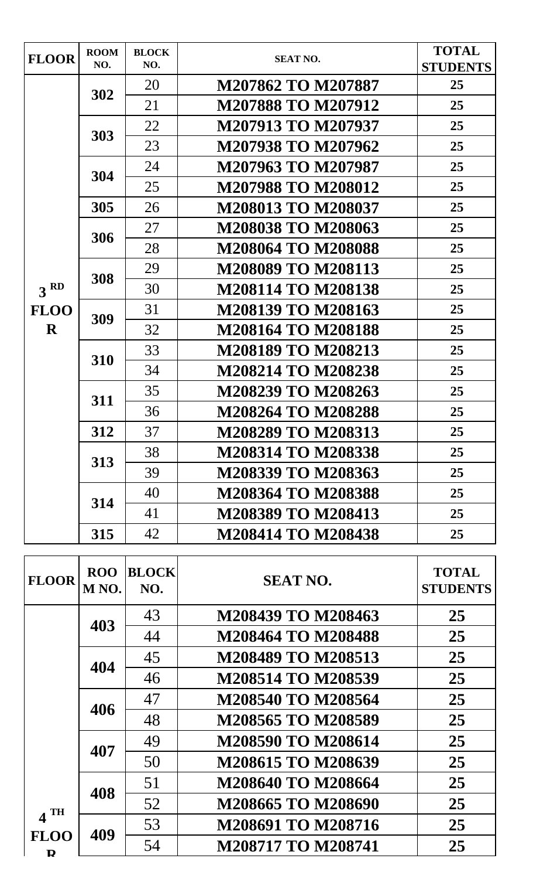| FLOOR | ROOM NO. | BLOCK NO. | SEAT NO. | TOTAL STUDENTS |
|---|---|---|---|---|
| 3 RD FLOOR | 302 | 20 | M207862 TO M207887 | 25 |
| | | 21 | M207888 TO M207912 | 25 |
| | 303 | 22 | M207913 TO M207937 | 25 |
| | | 23 | M207938 TO M207962 | 25 |
| | 304 | 24 | M207963 TO M207987 | 25 |
| | | 25 | M207988 TO M208012 | 25 |
| | 305 | 26 | M208013 TO M208037 | 25 |
| | 306 | 27 | M208038 TO M208063 | 25 |
| | | 28 | M208064 TO M208088 | 25 |
| | 308 | 29 | M208089 TO M208113 | 25 |
| | | 30 | M208114 TO M208138 | 25 |
| | 309 | 31 | M208139 TO M208163 | 25 |
| | | 32 | M208164 TO M208188 | 25 |
| | 310 | 33 | M208189 TO M208213 | 25 |
| | | 34 | M208214 TO M208238 | 25 |
| | 311 | 35 | M208239 TO M208263 | 25 |
| | | 36 | M208264 TO M208288 | 25 |
| | 312 | 37 | M208289 TO M208313 | 25 |
| | 313 | 38 | M208314 TO M208338 | 25 |
| | | 39 | M208339 TO M208363 | 25 |
| | 314 | 40 | M208364 TO M208388 | 25 |
| | | 41 | M208389 TO M208413 | 25 |
| | 315 | 42 | M208414 TO M208438 | 25 |

| FLOOR | ROOM NO. | BLOCK NO. | SEAT NO. | TOTAL STUDENTS |
|---|---|---|---|---|
| 4 TH FLOOR | 403 | 43 | M208439 TO M208463 | 25 |
| | | 44 | M208464 TO M208488 | 25 |
| | 404 | 45 | M208489 TO M208513 | 25 |
| | | 46 | M208514 TO M208539 | 25 |
| | 406 | 47 | M208540 TO M208564 | 25 |
| | | 48 | M208565 TO M208589 | 25 |
| | 407 | 49 | M208590 TO M208614 | 25 |
| | | 50 | M208615 TO M208639 | 25 |
| | 408 | 51 | M208640 TO M208664 | 25 |
| | | 52 | M208665 TO M208690 | 25 |
| | 409 | 53 | M208691 TO M208716 | 25 |
| | | 54 | M208717 TO M208741 | 25 |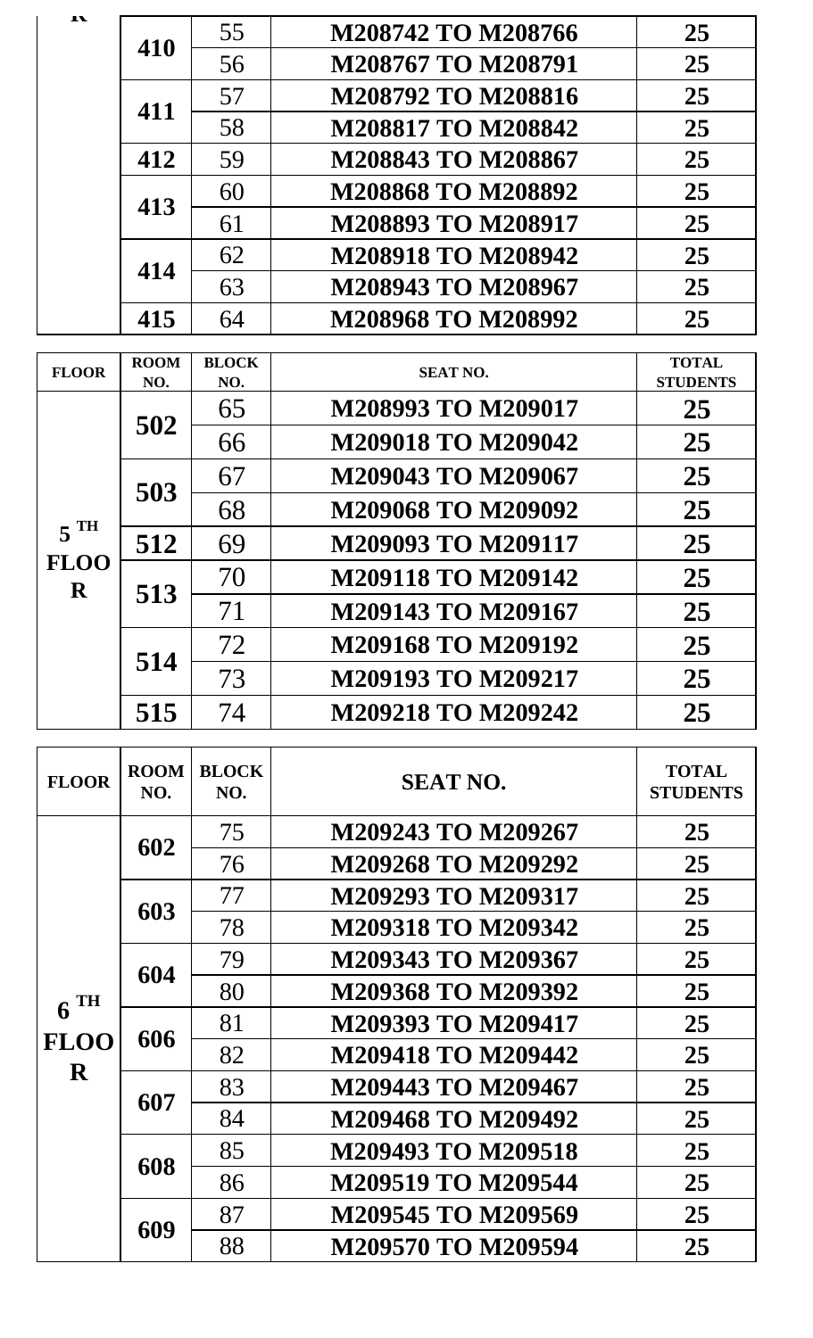| FLOOR | ROOM NO. | BLOCK NO. | SEAT NO. | TOTAL STUDENTS |
|---|---|---|---|---|
| R | 410 | 55 | M208742 TO M208766 | 25 |
| | | 56 | M208767 TO M208791 | 25 |
| | 411 | 57 | M208792 TO M208816 | 25 |
| | | 58 | M208817 TO M208842 | 25 |
| | 412 | 59 | M208843 TO M208867 | 25 |
| | 413 | 60 | M208868 TO M208892 | 25 |
| | | 61 | M208893 TO M208917 | 25 |
| | 414 | 62 | M208918 TO M208942 | 25 |
| | | 63 | M208943 TO M208967 | 25 |
| | 415 | 64 | M208968 TO M208992 | 25 |

| FLOOR | ROOM NO. | BLOCK NO. | SEAT NO. | TOTAL STUDENTS |
|---|---|---|---|---|
| 5 TH FLOOR | 502 | 65 | M208993 TO M209017 | 25 |
| | | 66 | M209018 TO M209042 | 25 |
| | 503 | 67 | M209043 TO M209067 | 25 |
| | | 68 | M209068 TO M209092 | 25 |
| | 512 | 69 | M209093 TO M209117 | 25 |
| | 513 | 70 | M209118 TO M209142 | 25 |
| | | 71 | M209143 TO M209167 | 25 |
| | 514 | 72 | M209168 TO M209192 | 25 |
| | | 73 | M209193 TO M209217 | 25 |
| | 515 | 74 | M209218 TO M209242 | 25 |

| FLOOR | ROOM NO. | BLOCK NO. | SEAT NO. | TOTAL STUDENTS |
|---|---|---|---|---|
| 6 TH FLOOR | 602 | 75 | M209243 TO M209267 | 25 |
| | | 76 | M209268 TO M209292 | 25 |
| | 603 | 77 | M209293 TO M209317 | 25 |
| | | 78 | M209318 TO M209342 | 25 |
| | 604 | 79 | M209343 TO M209367 | 25 |
| | | 80 | M209368 TO M209392 | 25 |
| | 606 | 81 | M209393 TO M209417 | 25 |
| | | 82 | M209418 TO M209442 | 25 |
| | 607 | 83 | M209443 TO M209467 | 25 |
| | | 84 | M209468 TO M209492 | 25 |
| | 608 | 85 | M209493 TO M209518 | 25 |
| | | 86 | M209519 TO M209544 | 25 |
| | 609 | 87 | M209545 TO M209569 | 25 |
| | | 88 | M209570 TO M209594 | 25 |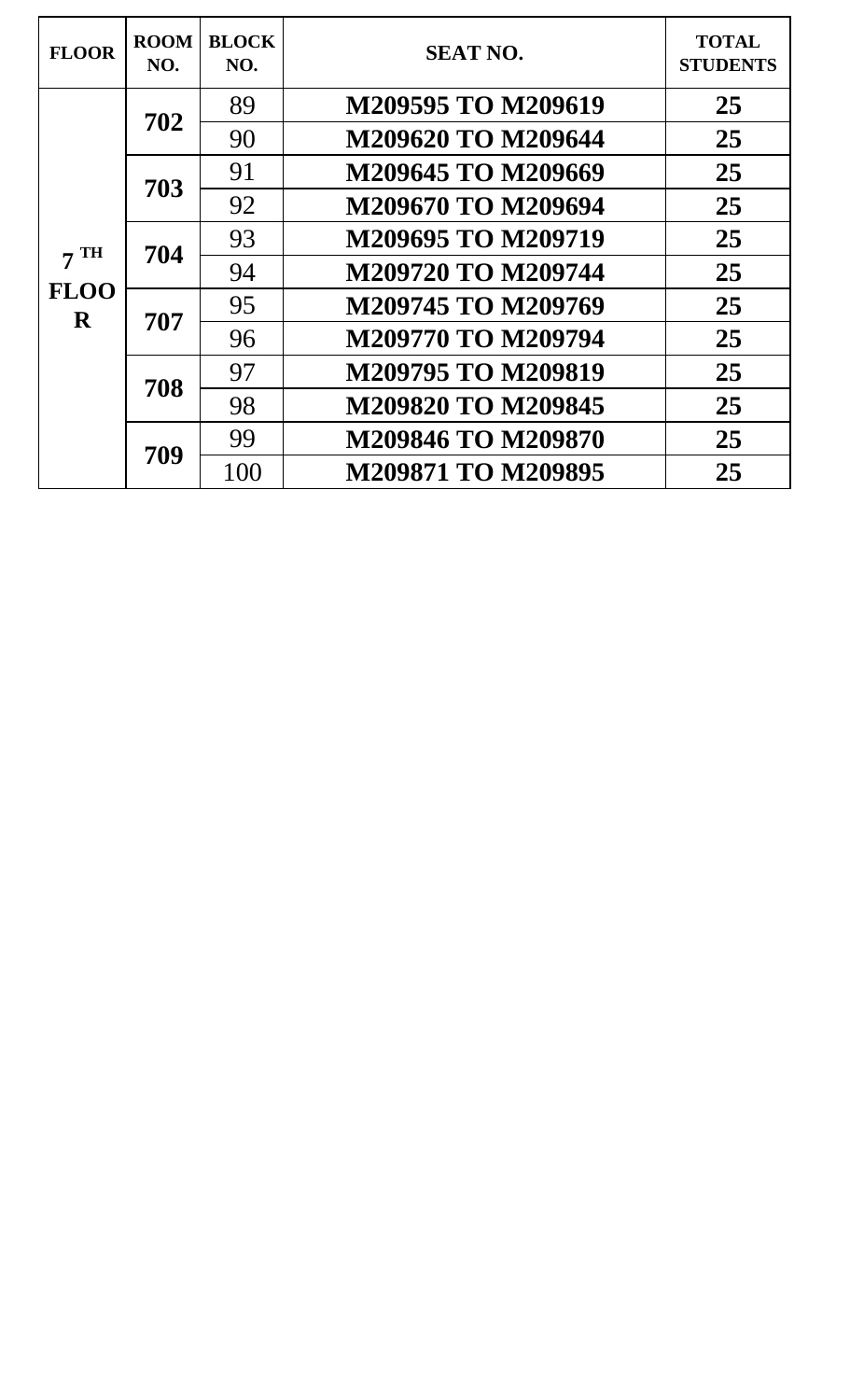| FLOOR | ROOM NO. | BLOCK NO. | SEAT NO. | TOTAL STUDENTS |
|---|---|---|---|---|
| 7 TH FLOOR | 702 | 89 | M209595 TO M209619 | 25 |
| | | 90 | M209620 TO M209644 | 25 |
| | 703 | 91 | M209645 TO M209669 | 25 |
| | | 92 | M209670 TO M209694 | 25 |
| | 704 | 93 | M209695 TO M209719 | 25 |
| | | 94 | M209720 TO M209744 | 25 |
| | 707 | 95 | M209745 TO M209769 | 25 |
| | | 96 | M209770 TO M209794 | 25 |
| | 708 | 97 | M209795 TO M209819 | 25 |
| | | 98 | M209820 TO M209845 | 25 |
| | 709 | 99 | M209846 TO M209870 | 25 |
| | | 100 | M209871 TO M209895 | 25 |